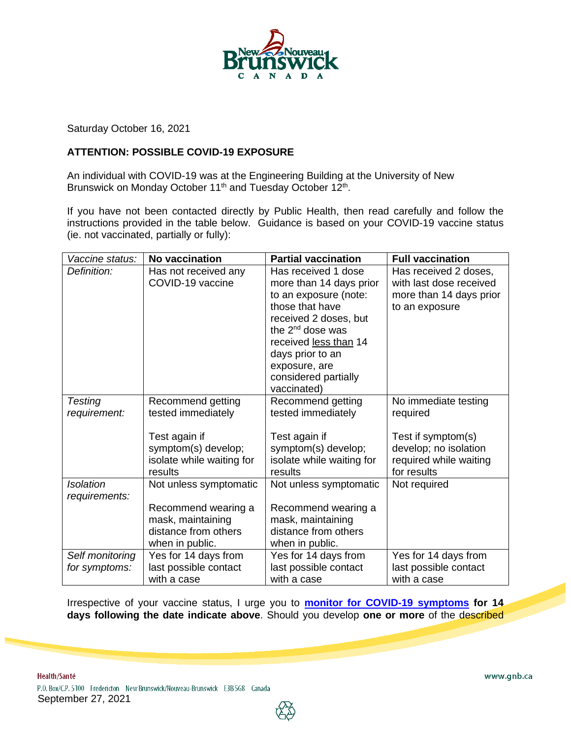Saturday October 16, 2021

**ATTENTION: POSSIBLE COVID-19 EXPOSURE**

An individual with COVID-19 was at the Engineering Building at the University of New Brunswick on Monday October 11th and Tuesday October 12th.

If you have not been contacted directly by Public Health, then read carefully and follow the instructions provided in the table below. Guidance is based on your COVID-19 vaccine status (ie. not vaccinated, partially or fully):

| *Vaccine status:* | **No vaccination** | **Partial vaccination** | **Full vaccination** |
|---|---|---|---|
| *Definition:* | Has not received any COVID-19 vaccine | Has received 1 dose more than 14 days prior to an exposure (note: those that have received 2 doses, but the 2nd dose was received less than 14 days prior to an exposure, are considered partially vaccinated) | Has received 2 doses, with last dose received more than 14 days prior to an exposure |
| *Testing requirement:* | Recommend getting tested immediately<br><br>Test again if symptom(s) develop; isolate while waiting for results | Recommend getting tested immediately<br><br>Test again if symptom(s) develop; isolate while waiting for results | No immediate testing required<br><br>Test if symptom(s) develop; no isolation required while waiting for results |
| *Isolation requirements:* | Not unless symptomatic<br><br>Recommend wearing a mask, maintaining distance from others when in public. | Not unless symptomatic<br><br>Recommend wearing a mask, maintaining distance from others when in public. | Not required |
| *Self monitoring for symptoms:* | Yes for 14 days from last possible contact with a case | Yes for 14 days from last possible contact with a case | Yes for 14 days from last possible contact with a case |

Irrespective of your vaccine status, I urge you to **monitor for COVID-19 symptoms for 14 days following the date indicate above**. Should you develop **one or more** of the described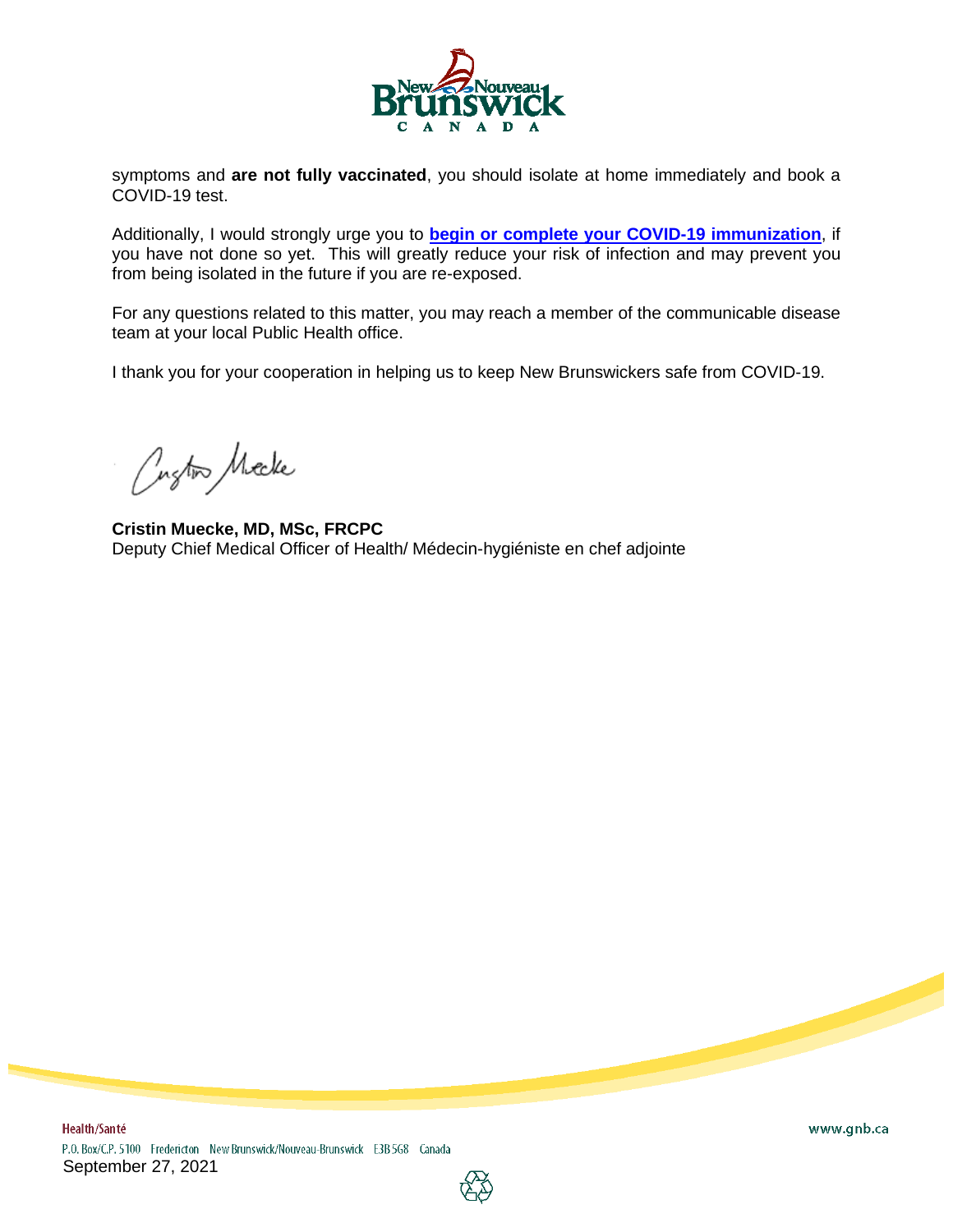symptoms and **are not fully vaccinated**, you should isolate at home immediately and book a COVID-19 test.

Additionally, I would strongly urge you to **begin or complete your COVID-19 immunization**, if you have not done so yet. This will greatly reduce your risk of infection and may prevent you from being isolated in the future if you are re-exposed.

For any questions related to this matter, you may reach a member of the communicable disease team at your local Public Health office.

I thank you for your cooperation in helping us to keep New Brunswickers safe from COVID-19.

**Cristin Muecke, MD, MSc, FRCPC**
Deputy Chief Medical Officer of Health/ Médecin-hygiéniste en chef adjointe

Health/Santé
P.O. Box/C.P. 5100 Fredericton New Brunswick/Nouveau-Brunswick E3B 5G8 Canada
September 27, 2021

www.gnb.ca